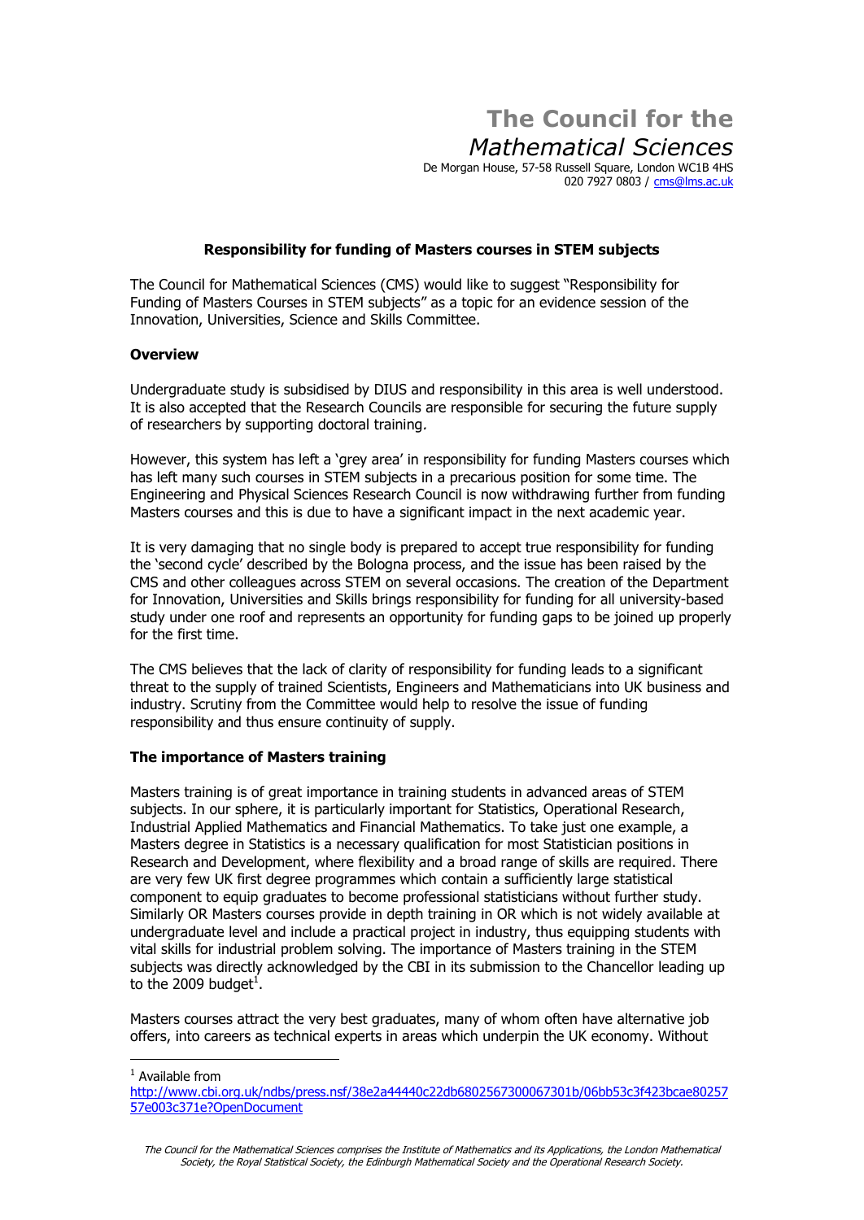# The Council for the *Mathematical Sciences*

De Morgan House, 57-58 Russell Square, London WC1B 4HS
020 7927 0803 / cms@lms.ac.uk

## Responsibility for funding of Masters courses in STEM subjects

The Council for Mathematical Sciences (CMS) would like to suggest "Responsibility for Funding of Masters Courses in STEM subjects" as a topic for an evidence session of the Innovation, Universities, Science and Skills Committee.

### Overview

Undergraduate study is subsidised by DIUS and responsibility in this area is well understood. It is also accepted that the Research Councils are responsible for securing the future supply of researchers by supporting doctoral training.

However, this system has left a 'grey area' in responsibility for funding Masters courses which has left many such courses in STEM subjects in a precarious position for some time. The Engineering and Physical Sciences Research Council is now withdrawing further from funding Masters courses and this is due to have a significant impact in the next academic year.

It is very damaging that no single body is prepared to accept true responsibility for funding the 'second cycle' described by the Bologna process, and the issue has been raised by the CMS and other colleagues across STEM on several occasions. The creation of the Department for Innovation, Universities and Skills brings responsibility for funding for all university-based study under one roof and represents an opportunity for funding gaps to be joined up properly for the first time.

The CMS believes that the lack of clarity of responsibility for funding leads to a significant threat to the supply of trained Scientists, Engineers and Mathematicians into UK business and industry. Scrutiny from the Committee would help to resolve the issue of funding responsibility and thus ensure continuity of supply.

### The importance of Masters training

Masters training is of great importance in training students in advanced areas of STEM subjects. In our sphere, it is particularly important for Statistics, Operational Research, Industrial Applied Mathematics and Financial Mathematics. To take just one example, a Masters degree in Statistics is a necessary qualification for most Statistician positions in Research and Development, where flexibility and a broad range of skills are required. There are very few UK first degree programmes which contain a sufficiently large statistical component to equip graduates to become professional statisticians without further study. Similarly OR Masters courses provide in depth training in OR which is not widely available at undergraduate level and include a practical project in industry, thus equipping students with vital skills for industrial problem solving. The importance of Masters training in the STEM subjects was directly acknowledged by the CBI in its submission to the Chancellor leading up to the 2009 budget[1].

Masters courses attract the very best graduates, many of whom often have alternative job offers, into careers as technical experts in areas which underpin the UK economy. Without

[1] Available from http://www.cbi.org.uk/ndbs/press.nsf/38e2a44440c22db6802567300067301b/06bb53c3f423bcae8025757e003c371e?OpenDocument

*The Council for the Mathematical Sciences comprises the Institute of Mathematics and its Applications, the London Mathematical Society, the Royal Statistical Society, the Edinburgh Mathematical Society and the Operational Research Society.*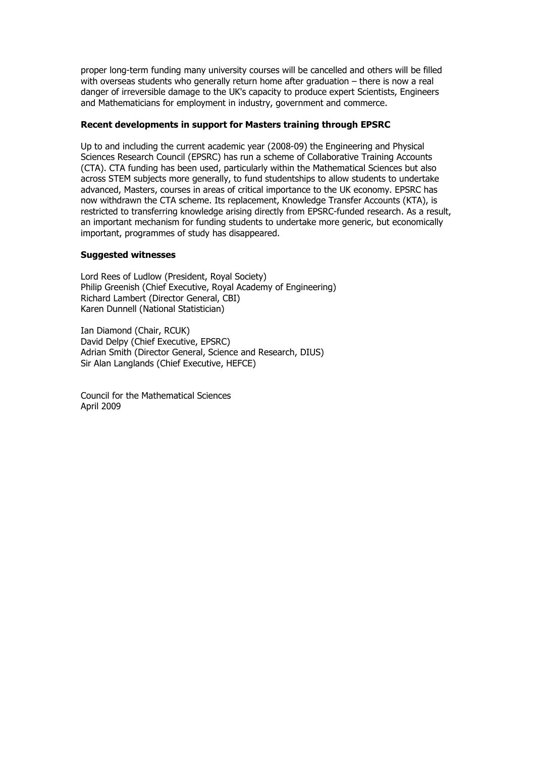proper long-term funding many university courses will be cancelled and others will be filled with overseas students who generally return home after graduation – there is now a real danger of irreversible damage to the UK's capacity to produce expert Scientists, Engineers and Mathematicians for employment in industry, government and commerce.

**Recent developments in support for Masters training through EPSRC**

Up to and including the current academic year (2008-09) the Engineering and Physical Sciences Research Council (EPSRC) has run a scheme of Collaborative Training Accounts (CTA). CTA funding has been used, particularly within the Mathematical Sciences but also across STEM subjects more generally, to fund studentships to allow students to undertake advanced, Masters, courses in areas of critical importance to the UK economy. EPSRC has now withdrawn the CTA scheme. Its replacement, Knowledge Transfer Accounts (KTA), is restricted to transferring knowledge arising directly from EPSRC-funded research. As a result, an important mechanism for funding students to undertake more generic, but economically important, programmes of study has disappeared.

**Suggested witnesses**

Lord Rees of Ludlow (President, Royal Society)
Philip Greenish (Chief Executive, Royal Academy of Engineering)
Richard Lambert (Director General, CBI)
Karen Dunnell (National Statistician)

Ian Diamond (Chair, RCUK)
David Delpy (Chief Executive, EPSRC)
Adrian Smith (Director General, Science and Research, DIUS)
Sir Alan Langlands (Chief Executive, HEFCE)

Council for the Mathematical Sciences
April 2009